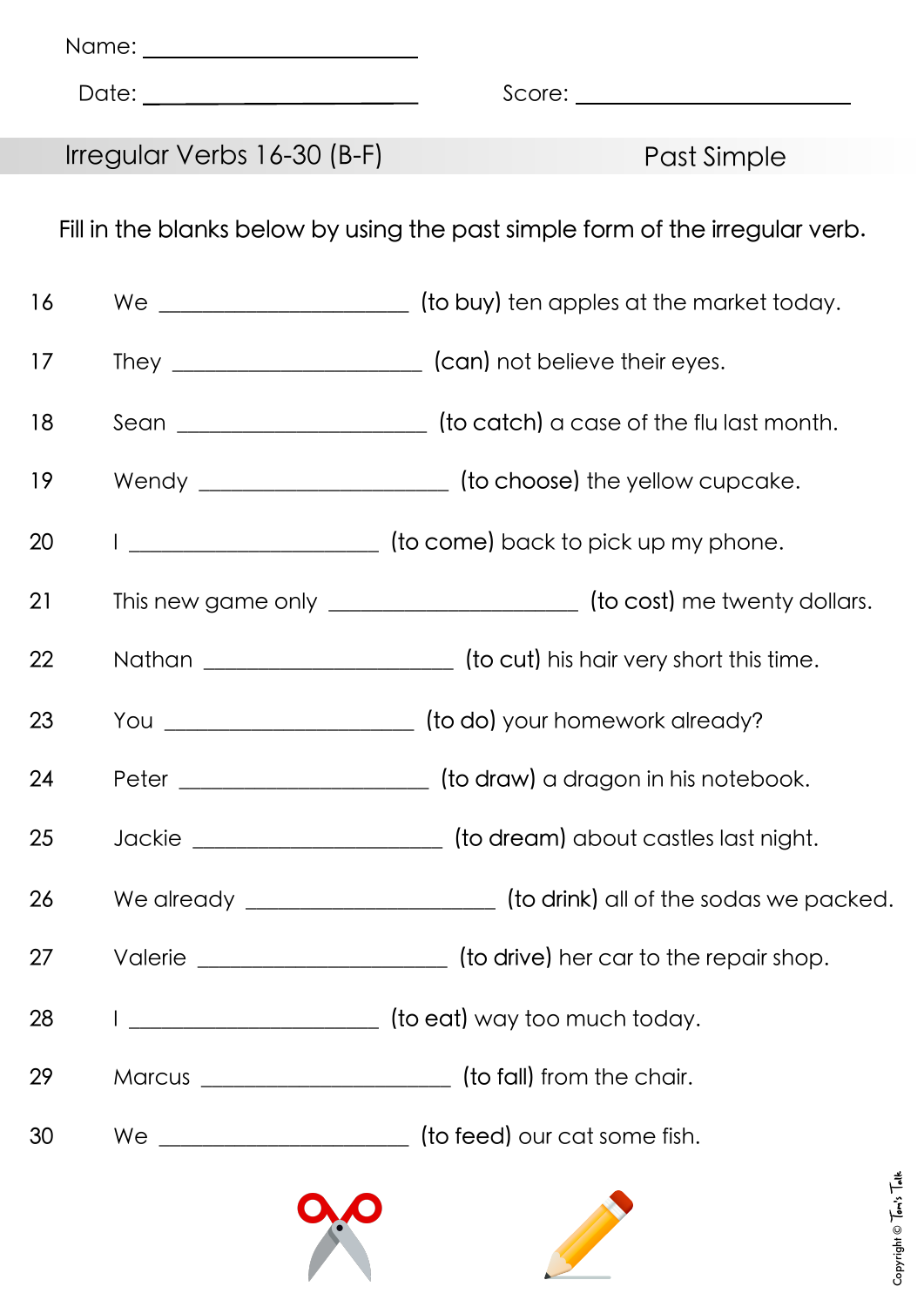Name: ______________________

Date: ______________________ Score: ______________________

## Irregular Verbs 16-30 (B-F) Past Simple

Fill in the blanks below by using the past simple form of the irregular verb.

16 We ______________________ (to buy) ten apples at the market today.

17 They ______________________ (can) not believe their eyes.

18 Sean ______________________ (to catch) a case of the flu last month.

19 Wendy ______________________ (to choose) the yellow cupcake.

20 I ______________________ (to come) back to pick up my phone.

21 This new game only ______________________ (to cost) me twenty dollars.

22 Nathan ______________________ (to cut) his hair very short this time.

23 You ______________________ (to do) your homework already?

24 Peter ______________________ (to draw) a dragon in his notebook.

25 Jackie ______________________ (to dream) about castles last night.

26 We already ______________________ (to drink) all of the sodas we packed.

27 Valerie ______________________ (to drive) her car to the repair shop.

28 I ______________________ (to eat) way too much today.

29 Marcus ______________________ (to fall) from the chair.

30 We ______________________ (to feed) our cat some fish.

Copyright © Tom's Talk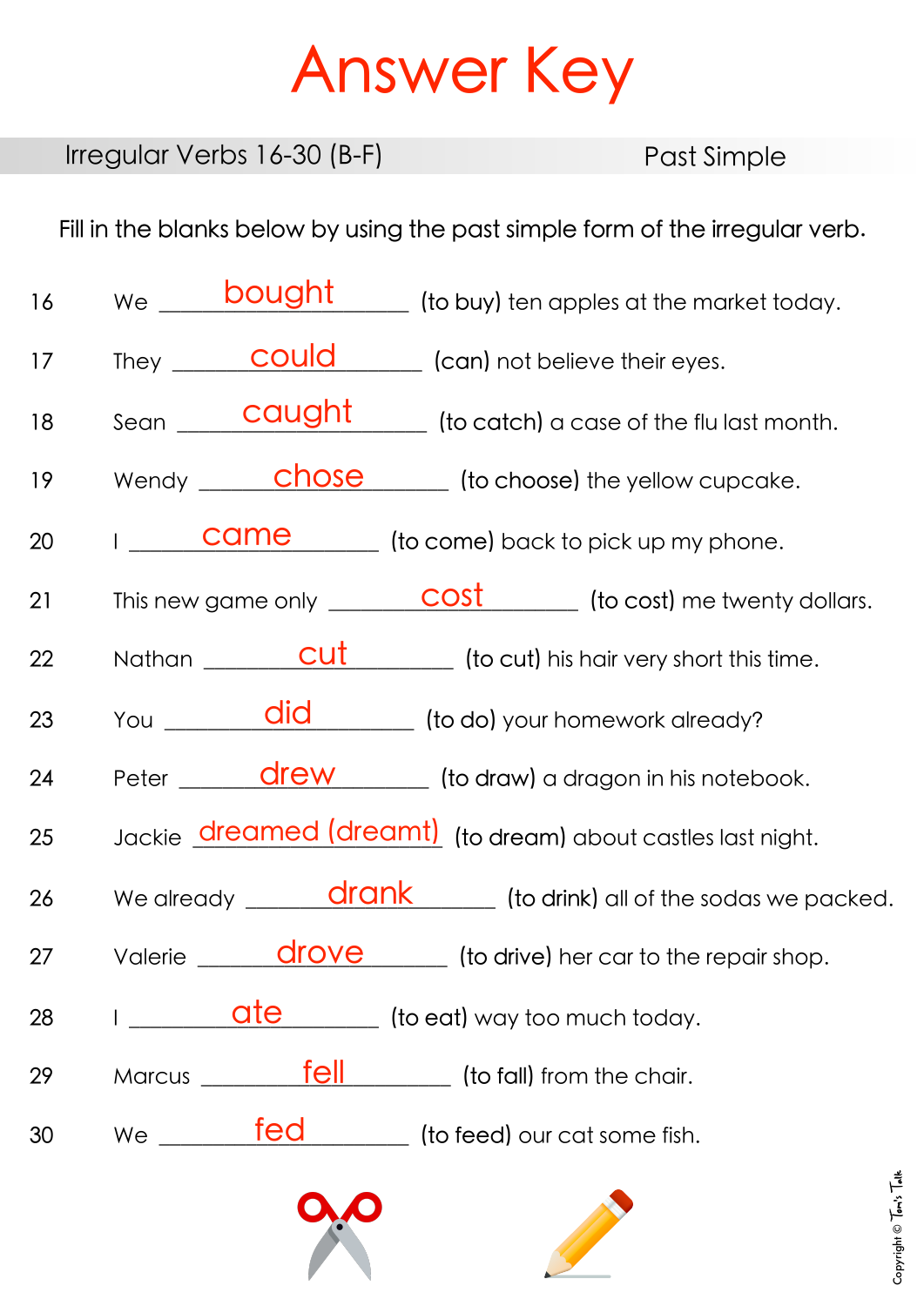# Answer Key

Irregular Verbs 16-30 (B-F) — Past Simple

Fill in the blanks below by using the past simple form of the irregular verb.

16 We ___bought___ (to buy) ten apples at the market today.

17 They ___could___ (can) not believe their eyes.

18 Sean ___caught___ (to catch) a case of the flu last month.

19 Wendy ___chose___ (to choose) the yellow cupcake.

20 I ___came___ (to come) back to pick up my phone.

21 This new game only ___cost___ (to cost) me twenty dollars.

22 Nathan ___cut___ (to cut) his hair very short this time.

23 You ___did___ (to do) your homework already?

24 Peter ___drew___ (to draw) a dragon in his notebook.

25 Jackie ___dreamed (dreamt)___ (to dream) about castles last night.

26 We already ___drank___ (to drink) all of the sodas we packed.

27 Valerie ___drove___ (to drive) her car to the repair shop.

28 I ___ate___ (to eat) way too much today.

29 Marcus ___fell___ (to fall) from the chair.

30 We ___fed___ (to feed) our cat some fish.

Copyright © Tom's Talk